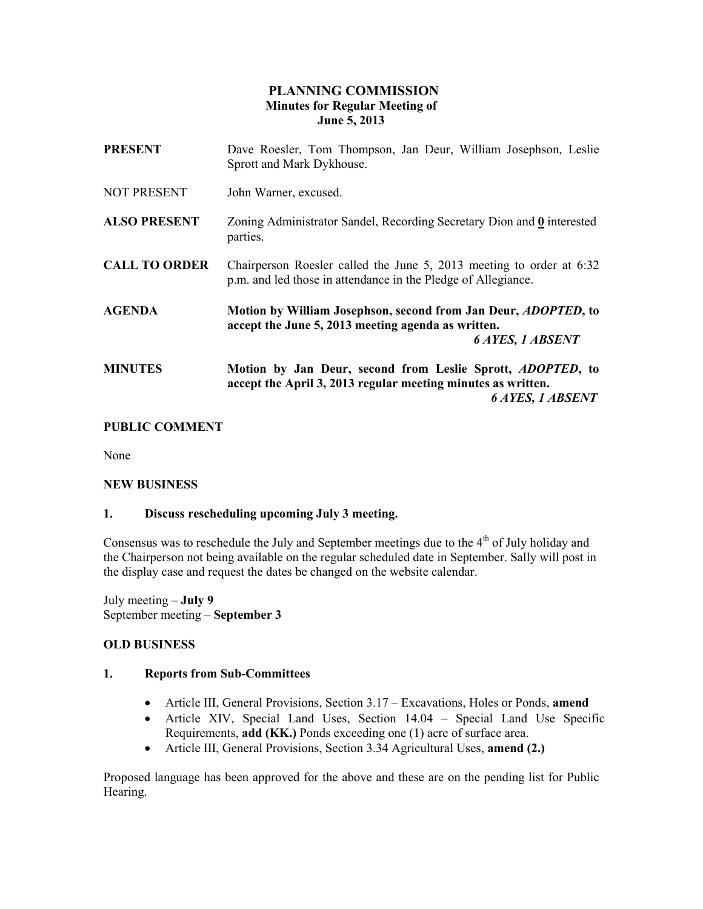# PLANNING COMMISSION

## Minutes for Regular Meeting of June 5, 2013

**PRESENT** Dave Roesler, Tom Thompson, Jan Deur, William Josephson, Leslie Sprott and Mark Dykhouse.

NOT PRESENT John Warner, excused.

**ALSO PRESENT** Zoning Administrator Sandel, Recording Secretary Dion and **0** interested parties.

**CALL TO ORDER** Chairperson Roesler called the June 5, 2013 meeting to order at 6:32 p.m. and led those in attendance in the Pledge of Allegiance.

**AGENDA** **Motion by William Josephson, second from Jan Deur, *ADOPTED*, to accept the June 5, 2013 meeting agenda as written.**
***6 AYES, 1 ABSENT***

**MINUTES** **Motion by Jan Deur, second from Leslie Sprott, *ADOPTED*, to accept the April 3, 2013 regular meeting minutes as written.**
***6 AYES, 1 ABSENT***

**PUBLIC COMMENT**

None

**NEW BUSINESS**

**1. Discuss rescheduling upcoming July 3 meeting.**

Consensus was to reschedule the July and September meetings due to the 4th of July holiday and the Chairperson not being available on the regular scheduled date in September. Sally will post in the display case and request the dates be changed on the website calendar.

July meeting – **July 9**
September meeting – **September 3**

**OLD BUSINESS**

**1. Reports from Sub-Committees**

- Article III, General Provisions, Section 3.17 – Excavations, Holes or Ponds, **amend**
- Article XIV, Special Land Uses, Section 14.04 – Special Land Use Specific Requirements, **add (KK.)** Ponds exceeding one (1) acre of surface area.
- Article III, General Provisions, Section 3.34 Agricultural Uses, **amend (2.)**

Proposed language has been approved for the above and these are on the pending list for Public Hearing.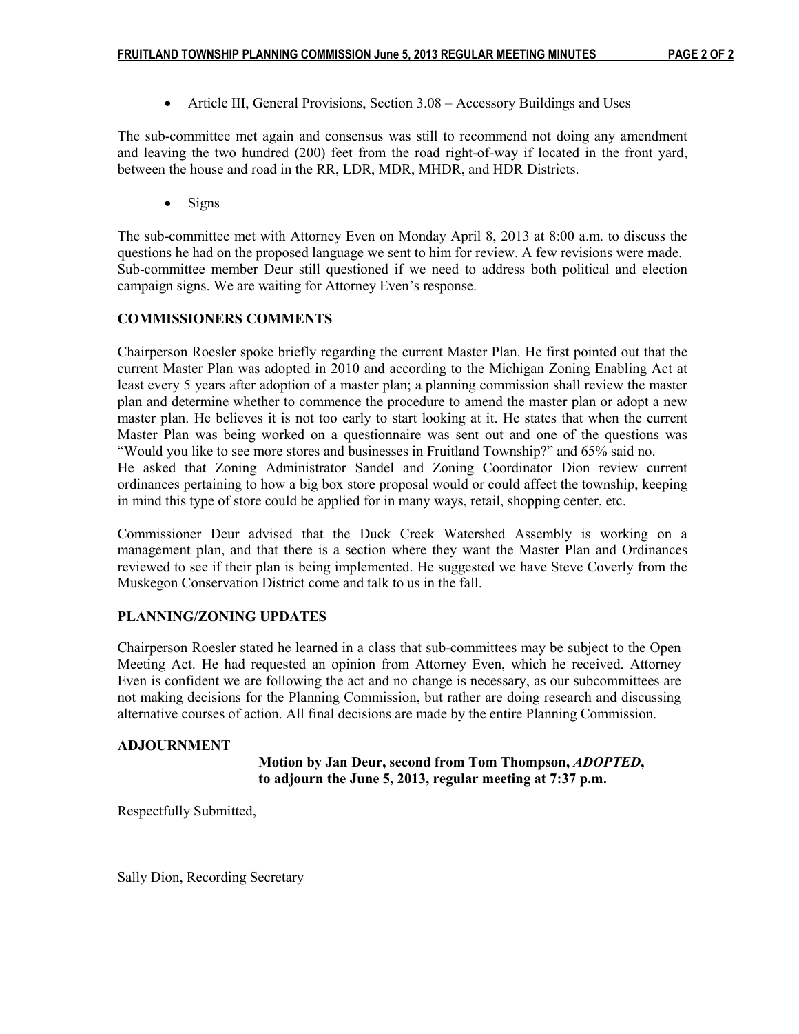- Article III, General Provisions, Section 3.08 – Accessory Buildings and Uses

The sub-committee met again and consensus was still to recommend not doing any amendment and leaving the two hundred (200) feet from the road right-of-way if located in the front yard, between the house and road in the RR, LDR, MDR, MHDR, and HDR Districts.

- Signs

The sub-committee met with Attorney Even on Monday April 8, 2013 at 8:00 a.m. to discuss the questions he had on the proposed language we sent to him for review. A few revisions were made. Sub-committee member Deur still questioned if we need to address both political and election campaign signs. We are waiting for Attorney Even's response.

**COMMISSIONERS COMMENTS**

Chairperson Roesler spoke briefly regarding the current Master Plan. He first pointed out that the current Master Plan was adopted in 2010 and according to the Michigan Zoning Enabling Act at least every 5 years after adoption of a master plan; a planning commission shall review the master plan and determine whether to commence the procedure to amend the master plan or adopt a new master plan. He believes it is not too early to start looking at it. He states that when the current Master Plan was being worked on a questionnaire was sent out and one of the questions was "Would you like to see more stores and businesses in Fruitland Township?" and 65% said no.
He asked that Zoning Administrator Sandel and Zoning Coordinator Dion review current ordinances pertaining to how a big box store proposal would or could affect the township, keeping in mind this type of store could be applied for in many ways, retail, shopping center, etc.

Commissioner Deur advised that the Duck Creek Watershed Assembly is working on a management plan, and that there is a section where they want the Master Plan and Ordinances reviewed to see if their plan is being implemented. He suggested we have Steve Coverly from the Muskegon Conservation District come and talk to us in the fall.

**PLANNING/ZONING UPDATES**

Chairperson Roesler stated he learned in a class that sub-committees may be subject to the Open Meeting Act. He had requested an opinion from Attorney Even, which he received. Attorney Even is confident we are following the act and no change is necessary, as our subcommittees are not making decisions for the Planning Commission, but rather are doing research and discussing alternative courses of action. All final decisions are made by the entire Planning Commission.

**ADJOURNMENT**

> **Motion by Jan Deur, second from Tom Thompson, *ADOPTED*, to adjourn the June 5, 2013, regular meeting at 7:37 p.m.**

Respectfully Submitted,

Sally Dion, Recording Secretary